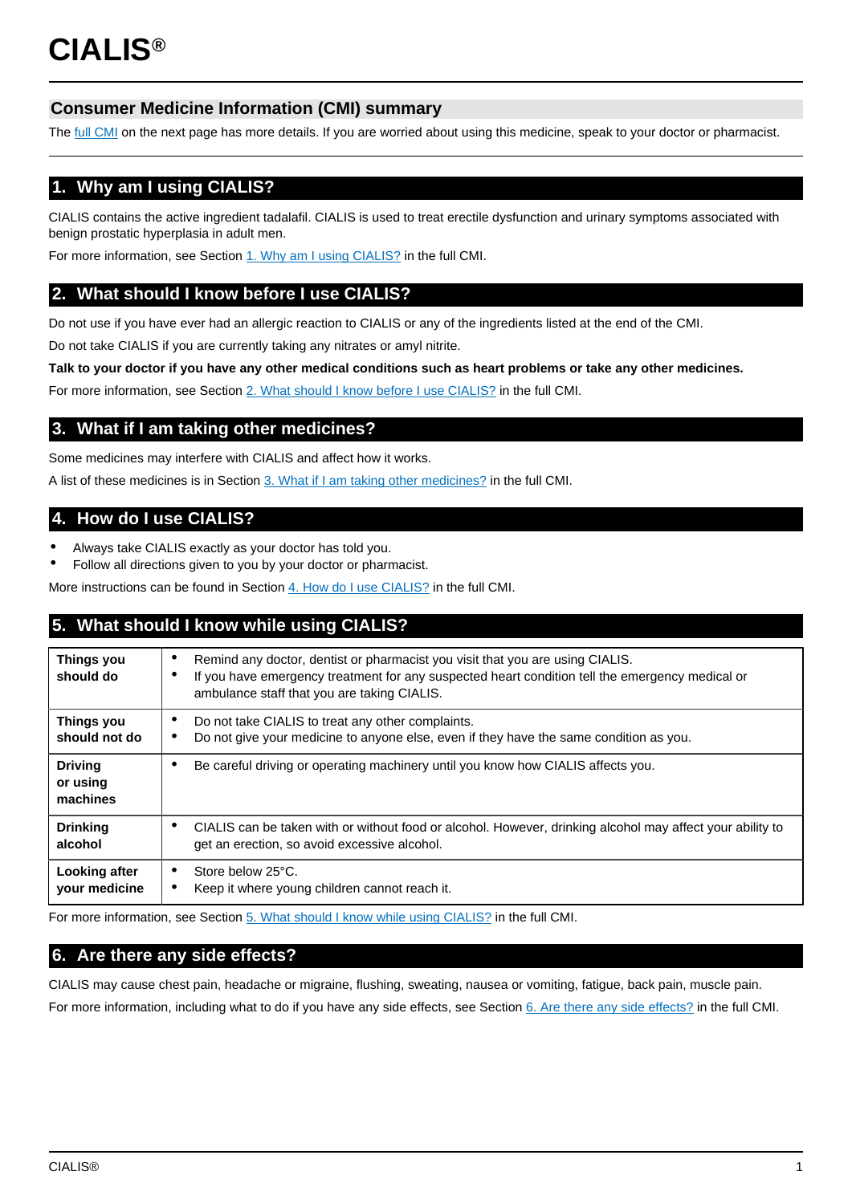# CIALIS®

## Consumer Medicine Information (CMI) summary

The full CMI on the next page has more details. If you are worried about using this medicine, speak to your doctor or pharmacist.

## 1. Why am I using CIALIS?

CIALIS contains the active ingredient tadalafil. CIALIS is used to treat erectile dysfunction and urinary symptoms associated with benign prostatic hyperplasia in adult men.

For more information, see Section 1. Why am I using CIALIS? in the full CMI.

## 2. What should I know before I use CIALIS?

Do not use if you have ever had an allergic reaction to CIALIS or any of the ingredients listed at the end of the CMI.

Do not take CIALIS if you are currently taking any nitrates or amyl nitrite.

**Talk to your doctor if you have any other medical conditions such as heart problems or take any other medicines.**

For more information, see Section 2. What should I know before I use CIALIS? in the full CMI.

## 3. What if I am taking other medicines?

Some medicines may interfere with CIALIS and affect how it works.

A list of these medicines is in Section 3. What if I am taking other medicines? in the full CMI.

## 4. How do I use CIALIS?

- Always take CIALIS exactly as your doctor has told you.
- Follow all directions given to you by your doctor or pharmacist.

More instructions can be found in Section 4. How do I use CIALIS? in the full CMI.

## 5. What should I know while using CIALIS?

| | |
|---|---|
| **Things you should do** | • Remind any doctor, dentist or pharmacist you visit that you are using CIALIS.<br>• If you have emergency treatment for any suspected heart condition tell the emergency medical or ambulance staff that you are taking CIALIS. |
| **Things you should not do** | • Do not take CIALIS to treat any other complaints.<br>• Do not give your medicine to anyone else, even if they have the same condition as you. |
| **Driving or using machines** | • Be careful driving or operating machinery until you know how CIALIS affects you. |
| **Drinking alcohol** | • CIALIS can be taken with or without food or alcohol. However, drinking alcohol may affect your ability to get an erection, so avoid excessive alcohol. |
| **Looking after your medicine** | • Store below 25°C.<br>• Keep it where young children cannot reach it. |

For more information, see Section 5. What should I know while using CIALIS? in the full CMI.

## 6. Are there any side effects?

CIALIS may cause chest pain, headache or migraine, flushing, sweating, nausea or vomiting, fatigue, back pain, muscle pain.

For more information, including what to do if you have any side effects, see Section 6. Are there any side effects? in the full CMI.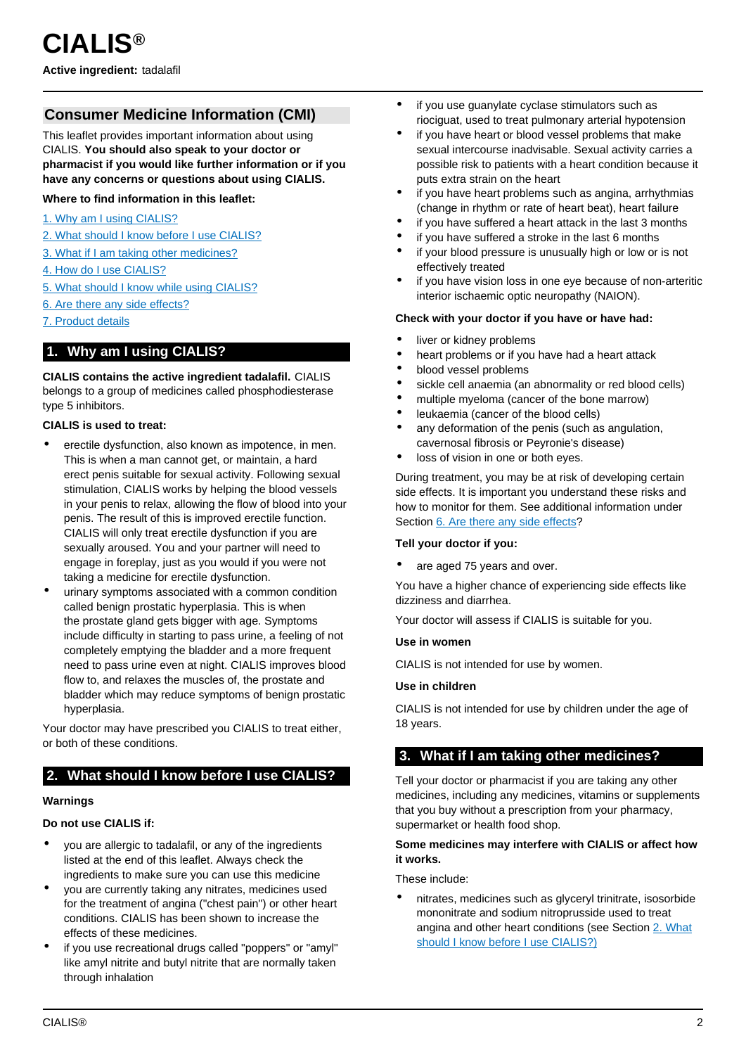# CIALIS®

**Active ingredient:** tadalafil

## Consumer Medicine Information (CMI)

This leaflet provides important information about using CIALIS. **You should also speak to your doctor or pharmacist if you would like further information or if you have any concerns or questions about using CIALIS.**

**Where to find information in this leaflet:**

1. Why am I using CIALIS?
2. What should I know before I use CIALIS?
3. What if I am taking other medicines?
4. How do I use CIALIS?
5. What should I know while using CIALIS?
6. Are there any side effects?
7. Product details

## 1. Why am I using CIALIS?

**CIALIS contains the active ingredient tadalafil.** CIALIS belongs to a group of medicines called phosphodiesterase type 5 inhibitors.

**CIALIS is used to treat:**

- erectile dysfunction, also known as impotence, in men. This is when a man cannot get, or maintain, a hard erect penis suitable for sexual activity. Following sexual stimulation, CIALIS works by helping the blood vessels in your penis to relax, allowing the flow of blood into your penis. The result of this is improved erectile function. CIALIS will only treat erectile dysfunction if you are sexually aroused. You and your partner will need to engage in foreplay, just as you would if you were not taking a medicine for erectile dysfunction.
- urinary symptoms associated with a common condition called benign prostatic hyperplasia. This is when the prostate gland gets bigger with age. Symptoms include difficulty in starting to pass urine, a feeling of not completely emptying the bladder and a more frequent need to pass urine even at night. CIALIS improves blood flow to, and relaxes the muscles of, the prostate and bladder which may reduce symptoms of benign prostatic hyperplasia.

Your doctor may have prescribed you CIALIS to treat either, or both of these conditions.

## 2. What should I know before I use CIALIS?

**Warnings**

**Do not use CIALIS if:**

- you are allergic to tadalafil, or any of the ingredients listed at the end of this leaflet. Always check the ingredients to make sure you can use this medicine
- you are currently taking any nitrates, medicines used for the treatment of angina ("chest pain") or other heart conditions. CIALIS has been shown to increase the effects of these medicines.
- if you use recreational drugs called "poppers" or "amyl" like amyl nitrite and butyl nitrite that are normally taken through inhalation
- if you use guanylate cyclase stimulators such as riociguat, used to treat pulmonary arterial hypotension
- if you have heart or blood vessel problems that make sexual intercourse inadvisable. Sexual activity carries a possible risk to patients with a heart condition because it puts extra strain on the heart
- if you have heart problems such as angina, arrhythmias (change in rhythm or rate of heart beat), heart failure
- if you have suffered a heart attack in the last 3 months
- if you have suffered a stroke in the last 6 months
- if your blood pressure is unusually high or low or is not effectively treated
- if you have vision loss in one eye because of non-arteritic interior ischaemic optic neuropathy (NAION).

**Check with your doctor if you have or have had:**

- liver or kidney problems
- heart problems or if you have had a heart attack
- blood vessel problems
- sickle cell anaemia (an abnormality or red blood cells)
- multiple myeloma (cancer of the bone marrow)
- leukaemia (cancer of the blood cells)
- any deformation of the penis (such as angulation, cavernosal fibrosis or Peyronie's disease)
- loss of vision in one or both eyes.

During treatment, you may be at risk of developing certain side effects. It is important you understand these risks and how to monitor for them. See additional information under Section 6. Are there any side effects?

**Tell your doctor if you:**

- are aged 75 years and over.

You have a higher chance of experiencing side effects like dizziness and diarrhea.

Your doctor will assess if CIALIS is suitable for you.

**Use in women**

CIALIS is not intended for use by women.

**Use in children**

CIALIS is not intended for use by children under the age of 18 years.

## 3. What if I am taking other medicines?

Tell your doctor or pharmacist if you are taking any other medicines, including any medicines, vitamins or supplements that you buy without a prescription from your pharmacy, supermarket or health food shop.

**Some medicines may interfere with CIALIS or affect how it works.**

These include:

- nitrates, medicines such as glyceryl trinitrate, isosorbide mononitrate and sodium nitroprusside used to treat angina and other heart conditions (see Section 2. What should I know before I use CIALIS?)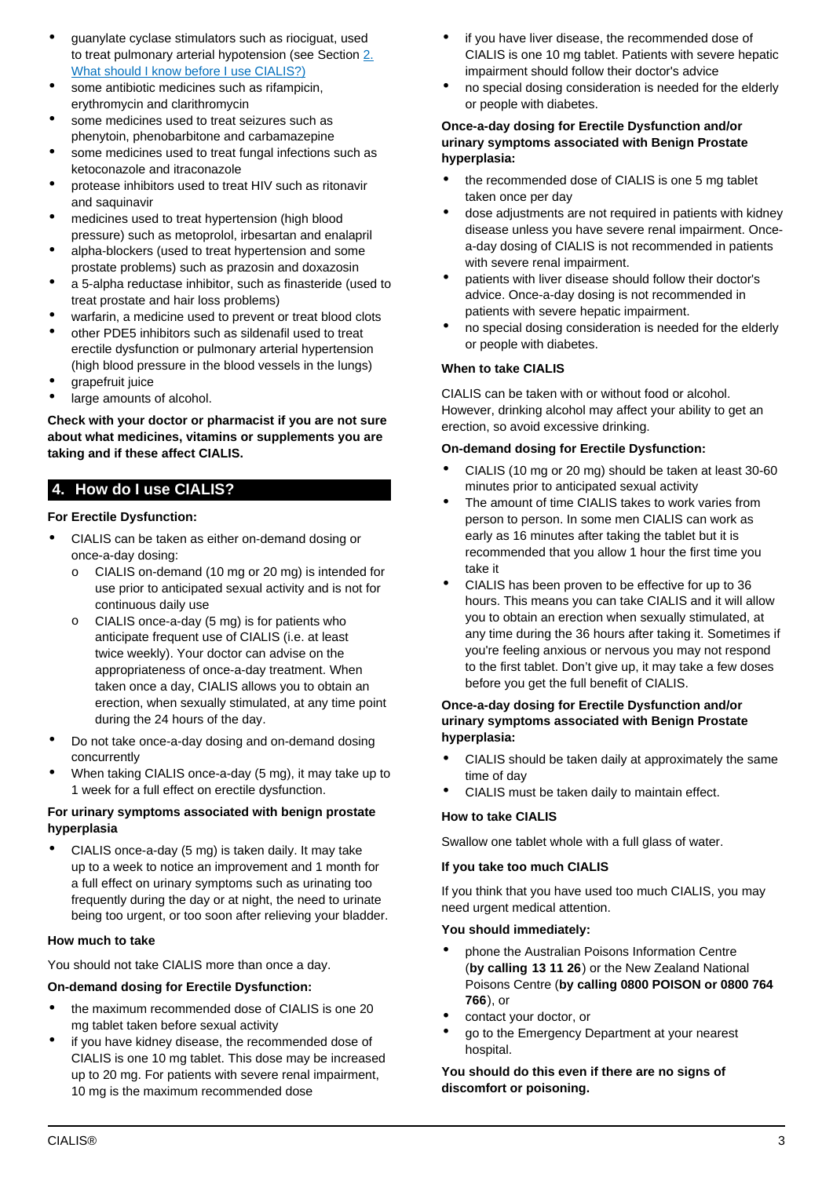- guanylate cyclase stimulators such as riociguat, used to treat pulmonary arterial hypotension (see Section [2. What should I know before I use CIALIS?)](#)
- some antibiotic medicines such as rifampicin, erythromycin and clarithromycin
- some medicines used to treat seizures such as phenytoin, phenobarbitone and carbamazepine
- some medicines used to treat fungal infections such as ketoconazole and itraconazole
- protease inhibitors used to treat HIV such as ritonavir and saquinavir
- medicines used to treat hypertension (high blood pressure) such as metoprolol, irbesartan and enalapril
- alpha-blockers (used to treat hypertension and some prostate problems) such as prazosin and doxazosin
- a 5-alpha reductase inhibitor, such as finasteride (used to treat prostate and hair loss problems)
- warfarin, a medicine used to prevent or treat blood clots
- other PDE5 inhibitors such as sildenafil used to treat erectile dysfunction or pulmonary arterial hypertension (high blood pressure in the blood vessels in the lungs)
- grapefruit juice
- large amounts of alcohol.

**Check with your doctor or pharmacist if you are not sure about what medicines, vitamins or supplements you are taking and if these affect CIALIS.**

## 4. How do I use CIALIS?

**For Erectile Dysfunction:**

- CIALIS can be taken as either on-demand dosing or once-a-day dosing:
    - CIALIS on-demand (10 mg or 20 mg) is intended for use prior to anticipated sexual activity and is not for continuous daily use
    - CIALIS once-a-day (5 mg) is for patients who anticipate frequent use of CIALIS (i.e. at least twice weekly). Your doctor can advise on the appropriateness of once-a-day treatment. When taken once a day, CIALIS allows you to obtain an erection, when sexually stimulated, at any time point during the 24 hours of the day.
- Do not take once-a-day dosing and on-demand dosing concurrently
- When taking CIALIS once-a-day (5 mg), it may take up to 1 week for a full effect on erectile dysfunction.

**For urinary symptoms associated with benign prostate hyperplasia**

- CIALIS once-a-day (5 mg) is taken daily. It may take up to a week to notice an improvement and 1 month for a full effect on urinary symptoms such as urinating too frequently during the day or at night, the need to urinate being too urgent, or too soon after relieving your bladder.

**How much to take**

You should not take CIALIS more than once a day.

**On-demand dosing for Erectile Dysfunction:**

- the maximum recommended dose of CIALIS is one 20 mg tablet taken before sexual activity
- if you have kidney disease, the recommended dose of CIALIS is one 10 mg tablet. This dose may be increased up to 20 mg. For patients with severe renal impairment, 10 mg is the maximum recommended dose
- if you have liver disease, the recommended dose of CIALIS is one 10 mg tablet. Patients with severe hepatic impairment should follow their doctor's advice
- no special dosing consideration is needed for the elderly or people with diabetes.

**Once-a-day dosing for Erectile Dysfunction and/or urinary symptoms associated with Benign Prostate hyperplasia:**

- the recommended dose of CIALIS is one 5 mg tablet taken once per day
- dose adjustments are not required in patients with kidney disease unless you have severe renal impairment. Once-a-day dosing of CIALIS is not recommended in patients with severe renal impairment.
- patients with liver disease should follow their doctor's advice. Once-a-day dosing is not recommended in patients with severe hepatic impairment.
- no special dosing consideration is needed for the elderly or people with diabetes.

**When to take CIALIS**

CIALIS can be taken with or without food or alcohol. However, drinking alcohol may affect your ability to get an erection, so avoid excessive drinking.

**On-demand dosing for Erectile Dysfunction:**

- CIALIS (10 mg or 20 mg) should be taken at least 30-60 minutes prior to anticipated sexual activity
- The amount of time CIALIS takes to work varies from person to person. In some men CIALIS can work as early as 16 minutes after taking the tablet but it is recommended that you allow 1 hour the first time you take it
- CIALIS has been proven to be effective for up to 36 hours. This means you can take CIALIS and it will allow you to obtain an erection when sexually stimulated, at any time during the 36 hours after taking it. Sometimes if you're feeling anxious or nervous you may not respond to the first tablet. Don't give up, it may take a few doses before you get the full benefit of CIALIS.

**Once-a-day dosing for Erectile Dysfunction and/or urinary symptoms associated with Benign Prostate hyperplasia:**

- CIALIS should be taken daily at approximately the same time of day
- CIALIS must be taken daily to maintain effect.

**How to take CIALIS**

Swallow one tablet whole with a full glass of water.

**If you take too much CIALIS**

If you think that you have used too much CIALIS, you may need urgent medical attention.

**You should immediately:**

- phone the Australian Poisons Information Centre (**by calling 13 11 26**) or the New Zealand National Poisons Centre (**by calling 0800 POISON or 0800 764 766**), or
- contact your doctor, or
- go to the Emergency Department at your nearest hospital.

**You should do this even if there are no signs of discomfort or poisoning.**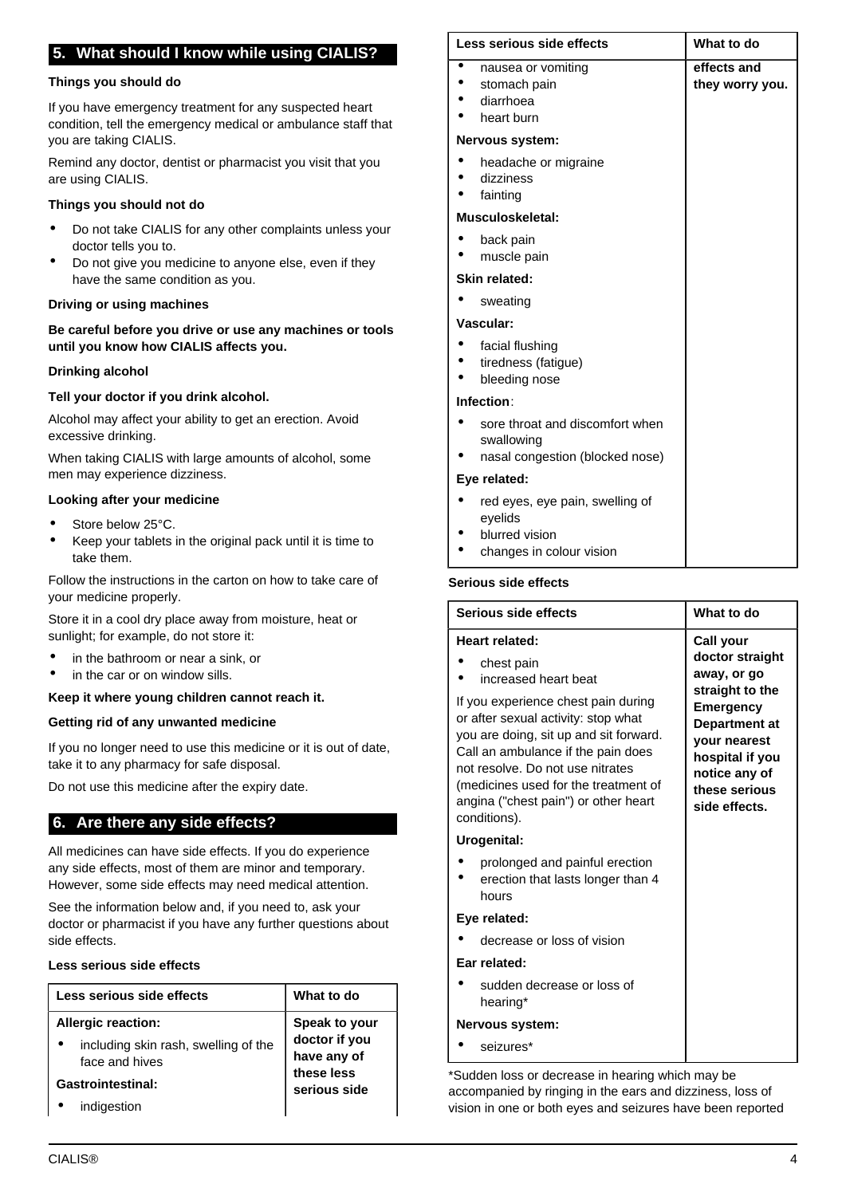## 5. What should I know while using CIALIS?

### Things you should do

If you have emergency treatment for any suspected heart condition, tell the emergency medical or ambulance staff that you are taking CIALIS.

Remind any doctor, dentist or pharmacist you visit that you are using CIALIS.

### Things you should not do

- Do not take CIALIS for any other complaints unless your doctor tells you to.
- Do not give you medicine to anyone else, even if they have the same condition as you.

### Driving or using machines

**Be careful before you drive or use any machines or tools until you know how CIALIS affects you.**

### Drinking alcohol

**Tell your doctor if you drink alcohol.**

Alcohol may affect your ability to get an erection. Avoid excessive drinking.

When taking CIALIS with large amounts of alcohol, some men may experience dizziness.

### Looking after your medicine

- Store below 25°C.
- Keep your tablets in the original pack until it is time to take them.

Follow the instructions in the carton on how to take care of your medicine properly.

Store it in a cool dry place away from moisture, heat or sunlight; for example, do not store it:

- in the bathroom or near a sink, or
- in the car or on window sills.

**Keep it where young children cannot reach it.**

### Getting rid of any unwanted medicine

If you no longer need to use this medicine or it is out of date, take it to any pharmacy for safe disposal.

Do not use this medicine after the expiry date.

## 6. Are there any side effects?

All medicines can have side effects. If you do experience any side effects, most of them are minor and temporary. However, some side effects may need medical attention.

See the information below and, if you need to, ask your doctor or pharmacist if you have any further questions about side effects.

### Less serious side effects

| Less serious side effects | What to do |
|---|---|
| **Allergic reaction:**<br>• including skin rash, swelling of the face and hives<br>**Gastrointestinal:**<br>• indigestion<br>• nausea or vomiting<br>• stomach pain<br>• diarrhoea<br>• heart burn<br>**Nervous system:**<br>• headache or migraine<br>• dizziness<br>• fainting<br>**Musculoskeletal:**<br>• back pain<br>• muscle pain<br>**Skin related:**<br>• sweating<br>**Vascular:**<br>• facial flushing<br>• tiredness (fatigue)<br>• bleeding nose<br>**Infection**:<br>• sore throat and discomfort when swallowing<br>• nasal congestion (blocked nose)<br>**Eye related:**<br>• red eyes, eye pain, swelling of eyelids<br>• blurred vision<br>• changes in colour vision | **Speak to your doctor if you have any of these less serious side effects and they worry you.** |

### Serious side effects

| Serious side effects | What to do |
|---|---|
| **Heart related:**<br>• chest pain<br>• increased heart beat<br>If you experience chest pain during or after sexual activity: stop what you are doing, sit up and sit forward. Call an ambulance if the pain does not resolve. Do not use nitrates (medicines used for the treatment of angina ("chest pain") or other heart conditions).<br>**Urogenital:**<br>• prolonged and painful erection<br>• erection that lasts longer than 4 hours<br>**Eye related:**<br>• decrease or loss of vision<br>**Ear related:**<br>• sudden decrease or loss of hearing*<br>**Nervous system:**<br>• seizures* | **Call your doctor straight away, or go straight to the Emergency Department at your nearest hospital if you notice any of these serious side effects.** |

*Sudden loss or decrease in hearing which may be accompanied by ringing in the ears and dizziness, loss of vision in one or both eyes and seizures have been reported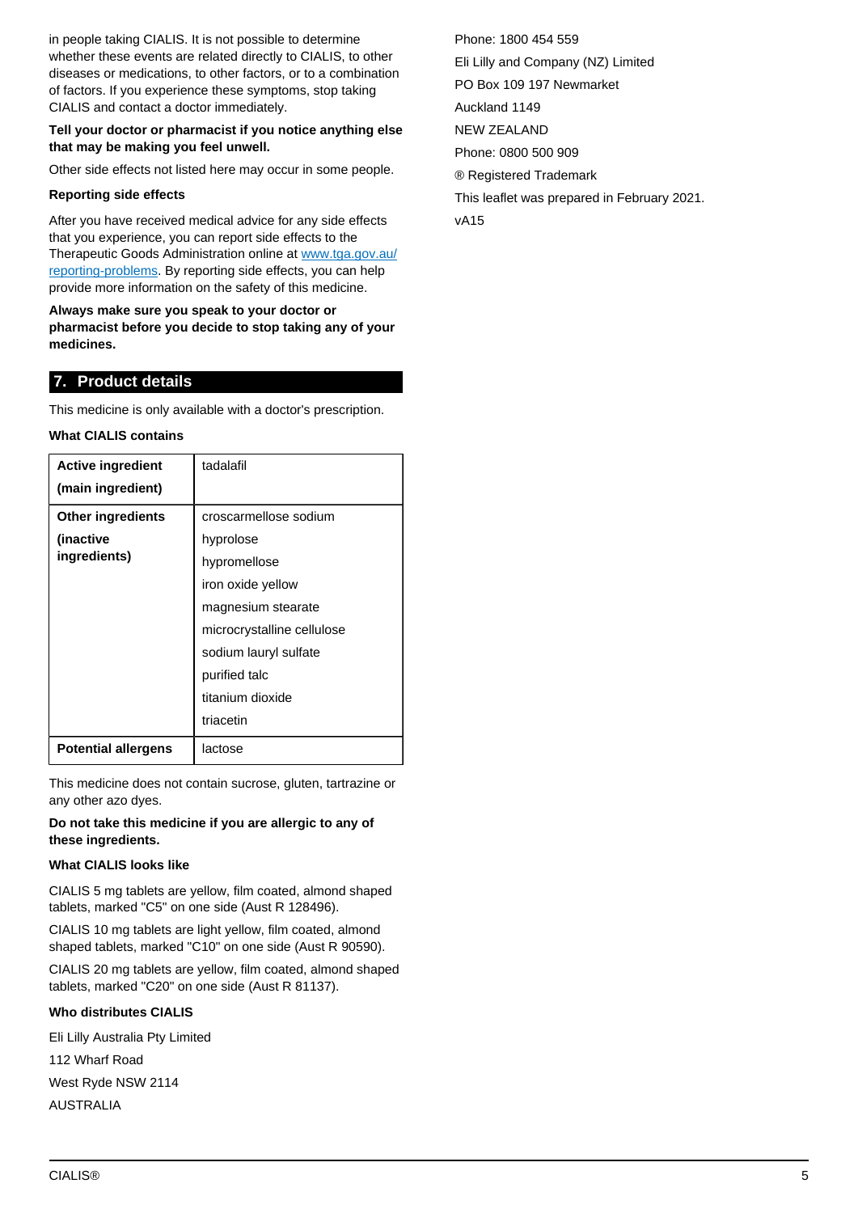in people taking CIALIS. It is not possible to determine whether these events are related directly to CIALIS, to other diseases or medications, to other factors, or to a combination of factors. If you experience these symptoms, stop taking CIALIS and contact a doctor immediately.

**Tell your doctor or pharmacist if you notice anything else that may be making you feel unwell.**

Other side effects not listed here may occur in some people.

**Reporting side effects**

After you have received medical advice for any side effects that you experience, you can report side effects to the Therapeutic Goods Administration online at www.tga.gov.au/reporting-problems. By reporting side effects, you can help provide more information on the safety of this medicine.

**Always make sure you speak to your doctor or pharmacist before you decide to stop taking any of your medicines.**

## 7. Product details

This medicine is only available with a doctor's prescription.

**What CIALIS contains**

| | |
|---|---|
| **Active ingredient (main ingredient)** | tadalafil |
| **Other ingredients (inactive ingredients)** | croscarmellose sodium<br>hyprolose<br>hypromellose<br>iron oxide yellow<br>magnesium stearate<br>microcrystalline cellulose<br>sodium lauryl sulfate<br>purified talc<br>titanium dioxide<br>triacetin |
| **Potential allergens** | lactose |

This medicine does not contain sucrose, gluten, tartrazine or any other azo dyes.

**Do not take this medicine if you are allergic to any of these ingredients.**

**What CIALIS looks like**

CIALIS 5 mg tablets are yellow, film coated, almond shaped tablets, marked "C5" on one side (Aust R 128496).

CIALIS 10 mg tablets are light yellow, film coated, almond shaped tablets, marked "C10" on one side (Aust R 90590).

CIALIS 20 mg tablets are yellow, film coated, almond shaped tablets, marked "C20" on one side (Aust R 81137).

**Who distributes CIALIS**

Eli Lilly Australia Pty Limited

112 Wharf Road

West Ryde NSW 2114

AUSTRALIA

Phone: 1800 454 559

Eli Lilly and Company (NZ) Limited

PO Box 109 197 Newmarket

Auckland 1149

NEW ZEALAND

Phone: 0800 500 909

® Registered Trademark

This leaflet was prepared in February 2021.

vA15